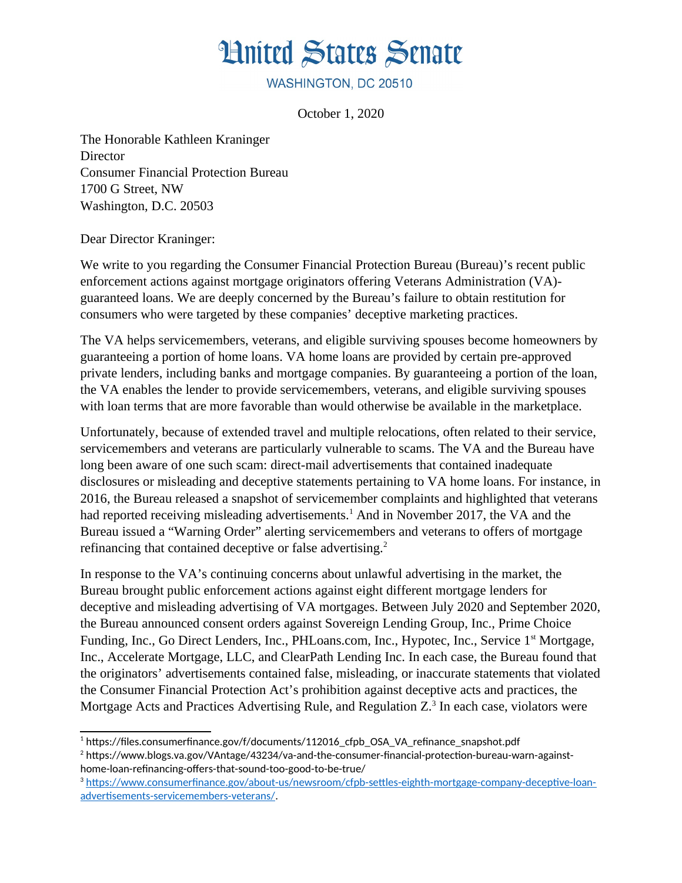# United States Senate

WASHINGTON, DC 20510

October 1, 2020

The Honorable Kathleen Kraninger
Director
Consumer Financial Protection Bureau
1700 G Street, NW
Washington, D.C. 20503

Dear Director Kraninger:

We write to you regarding the Consumer Financial Protection Bureau (Bureau)'s recent public enforcement actions against mortgage originators offering Veterans Administration (VA)-guaranteed loans. We are deeply concerned by the Bureau's failure to obtain restitution for consumers who were targeted by these companies' deceptive marketing practices.

The VA helps servicemembers, veterans, and eligible surviving spouses become homeowners by guaranteeing a portion of home loans. VA home loans are provided by certain pre-approved private lenders, including banks and mortgage companies. By guaranteeing a portion of the loan, the VA enables the lender to provide servicemembers, veterans, and eligible surviving spouses with loan terms that are more favorable than would otherwise be available in the marketplace.

Unfortunately, because of extended travel and multiple relocations, often related to their service, servicemembers and veterans are particularly vulnerable to scams. The VA and the Bureau have long been aware of one such scam: direct-mail advertisements that contained inadequate disclosures or misleading and deceptive statements pertaining to VA home loans. For instance, in 2016, the Bureau released a snapshot of servicemember complaints and highlighted that veterans had reported receiving misleading advertisements.[1] And in November 2017, the VA and the Bureau issued a "Warning Order" alerting servicemembers and veterans to offers of mortgage refinancing that contained deceptive or false advertising.[2]

In response to the VA's continuing concerns about unlawful advertising in the market, the Bureau brought public enforcement actions against eight different mortgage lenders for deceptive and misleading advertising of VA mortgages. Between July 2020 and September 2020, the Bureau announced consent orders against Sovereign Lending Group, Inc., Prime Choice Funding, Inc., Go Direct Lenders, Inc., PHLoans.com, Inc., Hypotec, Inc., Service 1st Mortgage, Inc., Accelerate Mortgage, LLC, and ClearPath Lending Inc. In each case, the Bureau found that the originators' advertisements contained false, misleading, or inaccurate statements that violated the Consumer Financial Protection Act's prohibition against deceptive acts and practices, the Mortgage Acts and Practices Advertising Rule, and Regulation Z.[3] In each case, violators were

---

[1] https://files.consumerfinance.gov/f/documents/112016_cfpb_OSA_VA_refinance_snapshot.pdf

[2] https://www.blogs.va.gov/VAntage/43234/va-and-the-consumer-financial-protection-bureau-warn-against-home-loan-refinancing-offers-that-sound-too-good-to-be-true/

[3] https://www.consumerfinance.gov/about-us/newsroom/cfpb-settles-eighth-mortgage-company-deceptive-loan-advertisements-servicemembers-veterans/.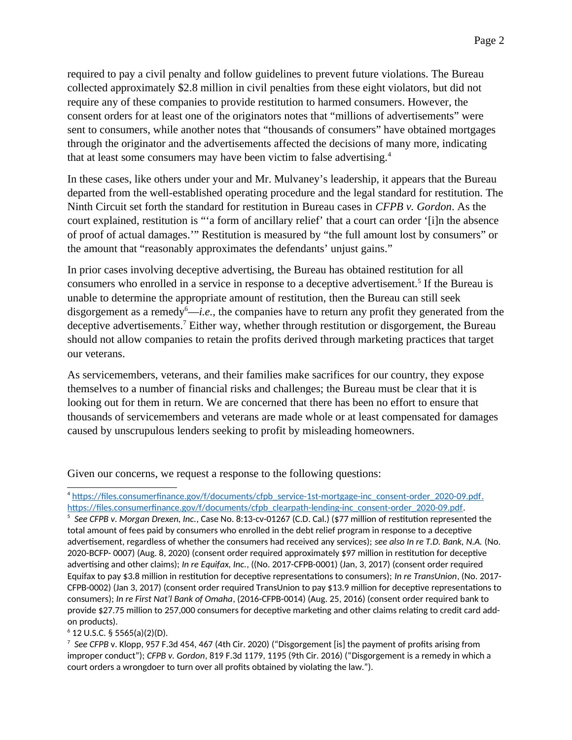required to pay a civil penalty and follow guidelines to prevent future violations. The Bureau collected approximately $2.8 million in civil penalties from these eight violators, but did not require any of these companies to provide restitution to harmed consumers. However, the consent orders for at least one of the originators notes that "millions of advertisements" were sent to consumers, while another notes that "thousands of consumers" have obtained mortgages through the originator and the advertisements affected the decisions of many more, indicating that at least some consumers may have been victim to false advertising.[4]

In these cases, like others under your and Mr. Mulvaney's leadership, it appears that the Bureau departed from the well-established operating procedure and the legal standard for restitution. The Ninth Circuit set forth the standard for restitution in Bureau cases in *CFPB v. Gordon*. As the court explained, restitution is "'a form of ancillary relief' that a court can order '[i]n the absence of proof of actual damages.'" Restitution is measured by "the full amount lost by consumers" or the amount that "reasonably approximates the defendants' unjust gains."

In prior cases involving deceptive advertising, the Bureau has obtained restitution for all consumers who enrolled in a service in response to a deceptive advertisement.[5] If the Bureau is unable to determine the appropriate amount of restitution, then the Bureau can still seek disgorgement as a remedy[6]—*i.e.*, the companies have to return any profit they generated from the deceptive advertisements.[7] Either way, whether through restitution or disgorgement, the Bureau should not allow companies to retain the profits derived through marketing practices that target our veterans.

As servicemembers, veterans, and their families make sacrifices for our country, they expose themselves to a number of financial risks and challenges; the Bureau must be clear that it is looking out for them in return. We are concerned that there has been no effort to ensure that thousands of servicemembers and veterans are made whole or at least compensated for damages caused by unscrupulous lenders seeking to profit by misleading homeowners.

Given our concerns, we request a response to the following questions:

---

[4] https://files.consumerfinance.gov/f/documents/cfpb_service-1st-mortgage-inc_consent-order_2020-09.pdf. https://files.consumerfinance.gov/f/documents/cfpb_clearpath-lending-inc_consent-order_2020-09.pdf.

[5] *See CFPB v. Morgan Drexen, Inc.*, Case No. 8:13-cv-01267 (C.D. Cal.) ($77 million of restitution represented the total amount of fees paid by consumers who enrolled in the debt relief program in response to a deceptive advertisement, regardless of whether the consumers had received any services); *see also In re T.D. Bank, N.A.* (No. 2020-BCFP- 0007) (Aug. 8, 2020) (consent order required approximately $97 million in restitution for deceptive advertising and other claims); *In re Equifax, Inc.*, ((No. 2017-CFPB-0001) (Jan, 3, 2017) (consent order required Equifax to pay $3.8 million in restitution for deceptive representations to consumers); *In re TransUnion*, (No. 2017-CFPB-0002) (Jan 3, 2017) (consent order required TransUnion to pay $13.9 million for deceptive representations to consumers); *In re First Nat'l Bank of Omaha*, (2016-CFPB-0014) (Aug. 25, 2016) (consent order required bank to provide $27.75 million to 257,000 consumers for deceptive marketing and other claims relating to credit card add-on products).

[6] 12 U.S.C. § 5565(a)(2)(D).

[7] *See CFPB* v. Klopp, 957 F.3d 454, 467 (4th Cir. 2020) ("Disgorgement [is] the payment of profits arising from improper conduct"); *CFPB v. Gordon*, 819 F.3d 1179, 1195 (9th Cir. 2016) ("Disgorgement is a remedy in which a court orders a wrongdoer to turn over all profits obtained by violating the law.").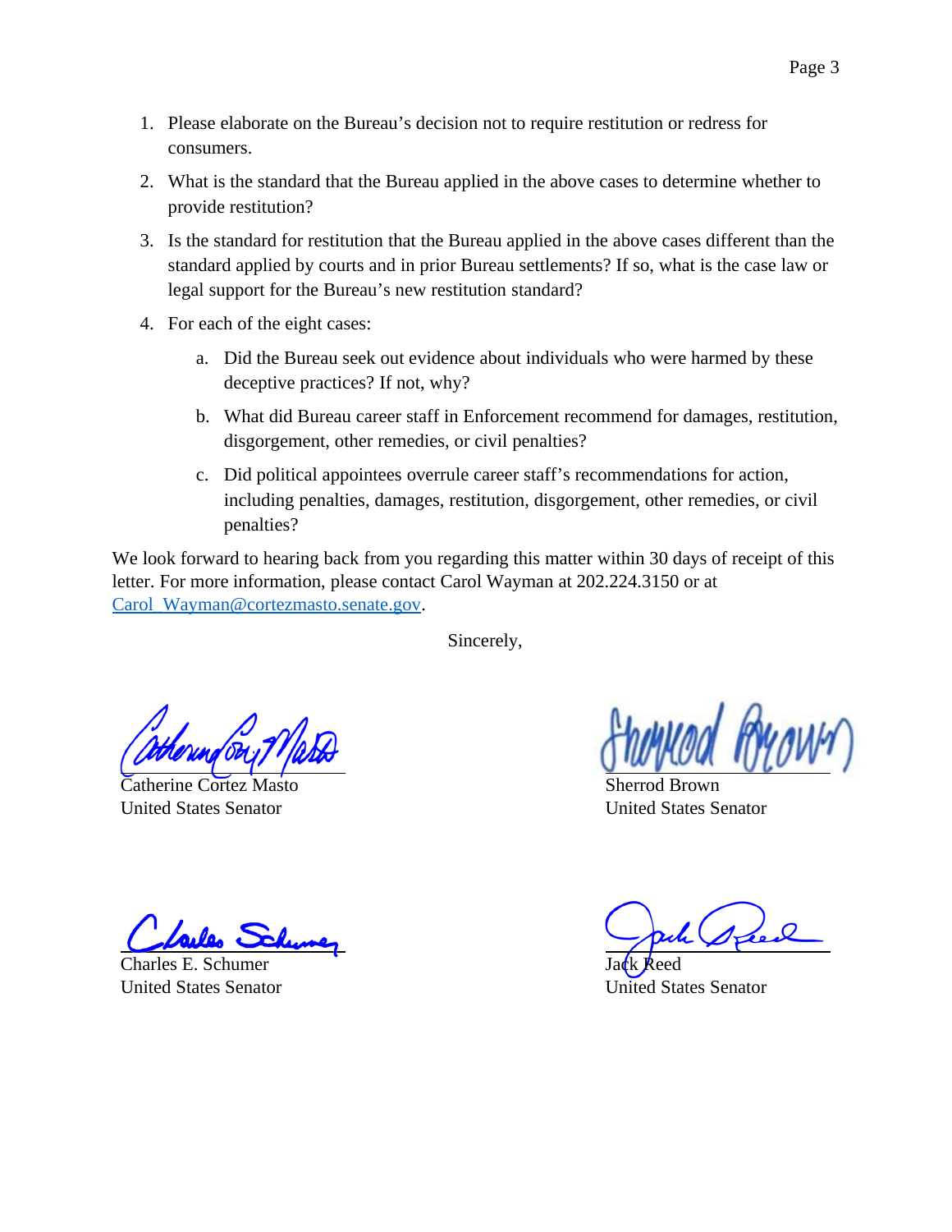1. Please elaborate on the Bureau's decision not to require restitution or redress for consumers.
2. What is the standard that the Bureau applied in the above cases to determine whether to provide restitution?
3. Is the standard for restitution that the Bureau applied in the above cases different than the standard applied by courts and in prior Bureau settlements? If so, what is the case law or legal support for the Bureau's new restitution standard?
4. For each of the eight cases:
    a. Did the Bureau seek out evidence about individuals who were harmed by these deceptive practices? If not, why?
    b. What did Bureau career staff in Enforcement recommend for damages, restitution, disgorgement, other remedies, or civil penalties?
    c. Did political appointees overrule career staff's recommendations for action, including penalties, damages, restitution, disgorgement, other remedies, or civil penalties?

We look forward to hearing back from you regarding this matter within 30 days of receipt of this letter. For more information, please contact Carol Wayman at 202.224.3150 or at Carol_Wayman@cortezmasto.senate.gov.

Sincerely,

Catherine Cortez Masto
United States Senator

Sherrod Brown
United States Senator

Charles E. Schumer
United States Senator

Jack Reed
United States Senator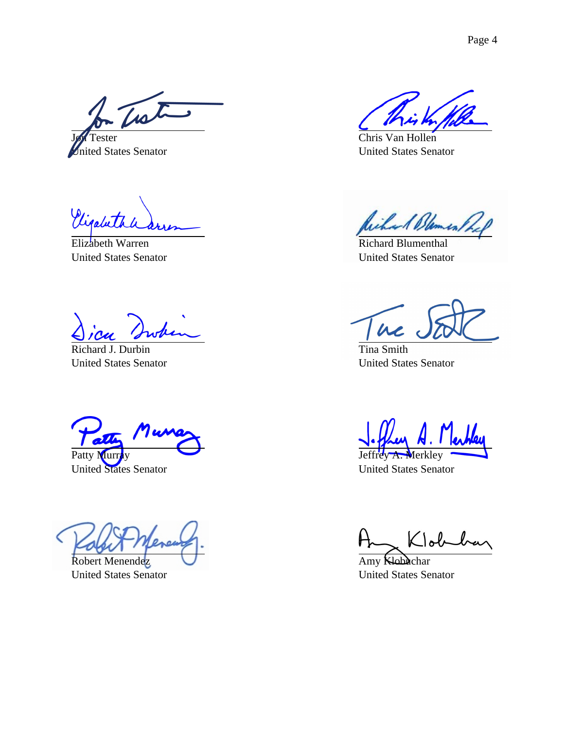Jon Tester
United States Senator

Chris Van Hollen
United States Senator

Elizabeth Warren
United States Senator

Richard Blumenthal
United States Senator

Richard J. Durbin
United States Senator

Tina Smith
United States Senator

Patty Murray
United States Senator

Jeffrey A. Merkley
United States Senator

Robert Menendez
United States Senator

Amy Klobuchar
United States Senator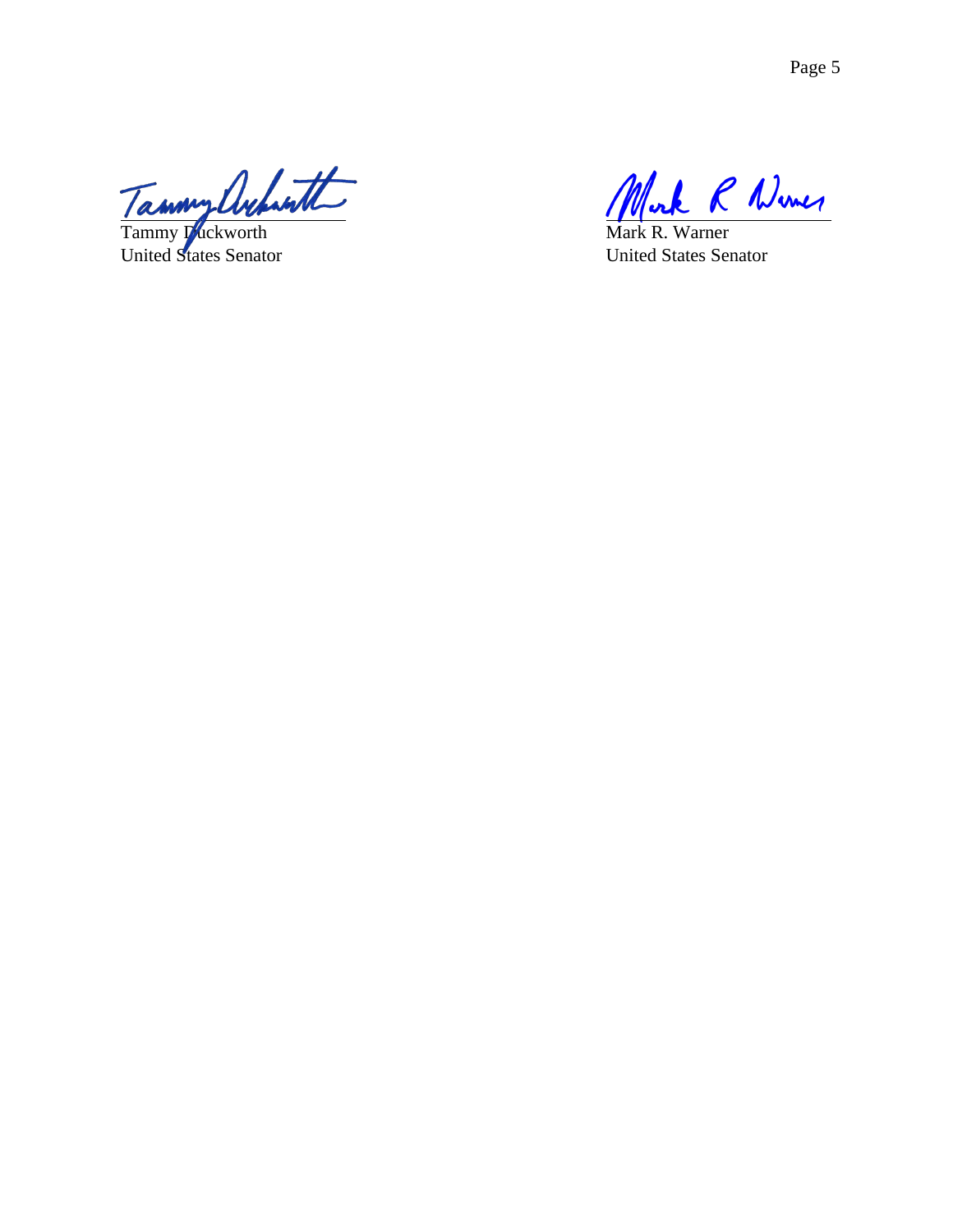Tammy Duckworth
United States Senator

Mark R. Warner
United States Senator